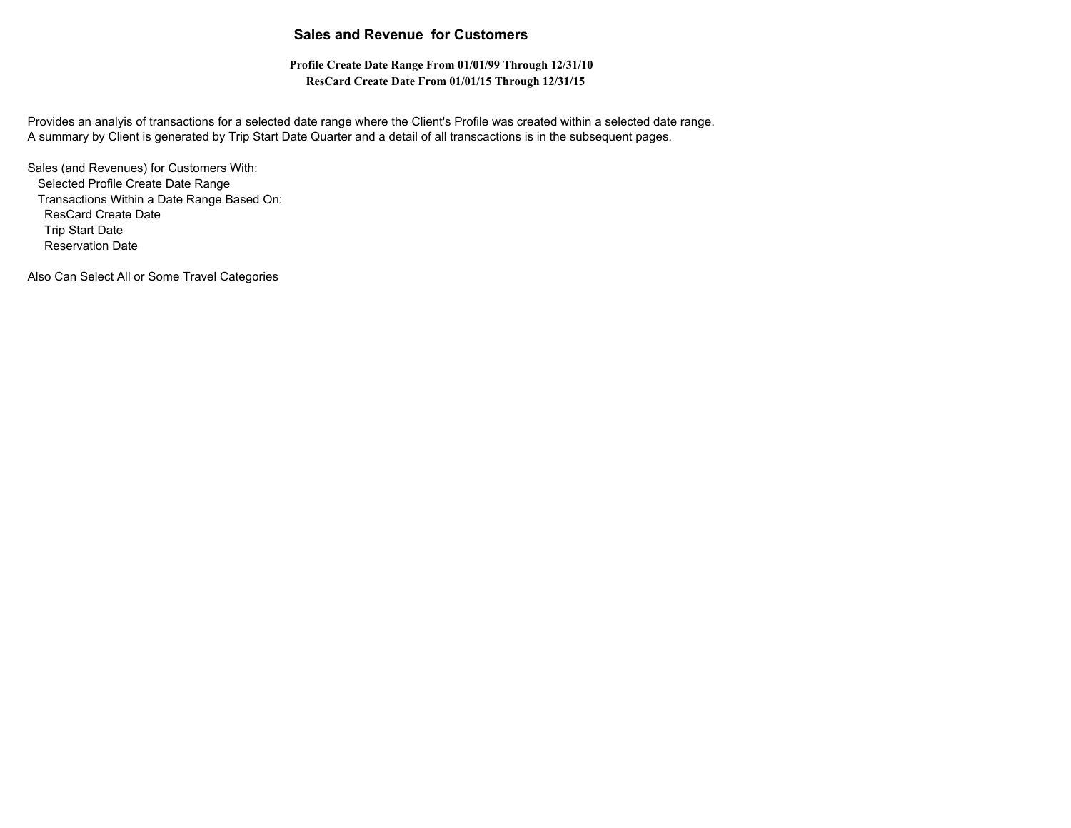# Sales and Revenue  for Customers

**Profile Create Date Range From 01/01/99 Through 12/31/10**

**ResCard Create Date From 01/01/15 Through 12/31/15**

Provides an analyis of transactions for a selected date range where the Client's Profile was created within a selected date range.
A summary by Client is generated by Trip Start Date Quarter and a detail of all transcactions is in the subsequent pages.

Sales (and Revenues) for Customers With:

- Selected Profile Create Date Range
- Transactions Within a Date Range Based On:
  - ResCard Create Date
  - Trip Start Date
  - Reservation Date

Also Can Select All or Some Travel Categories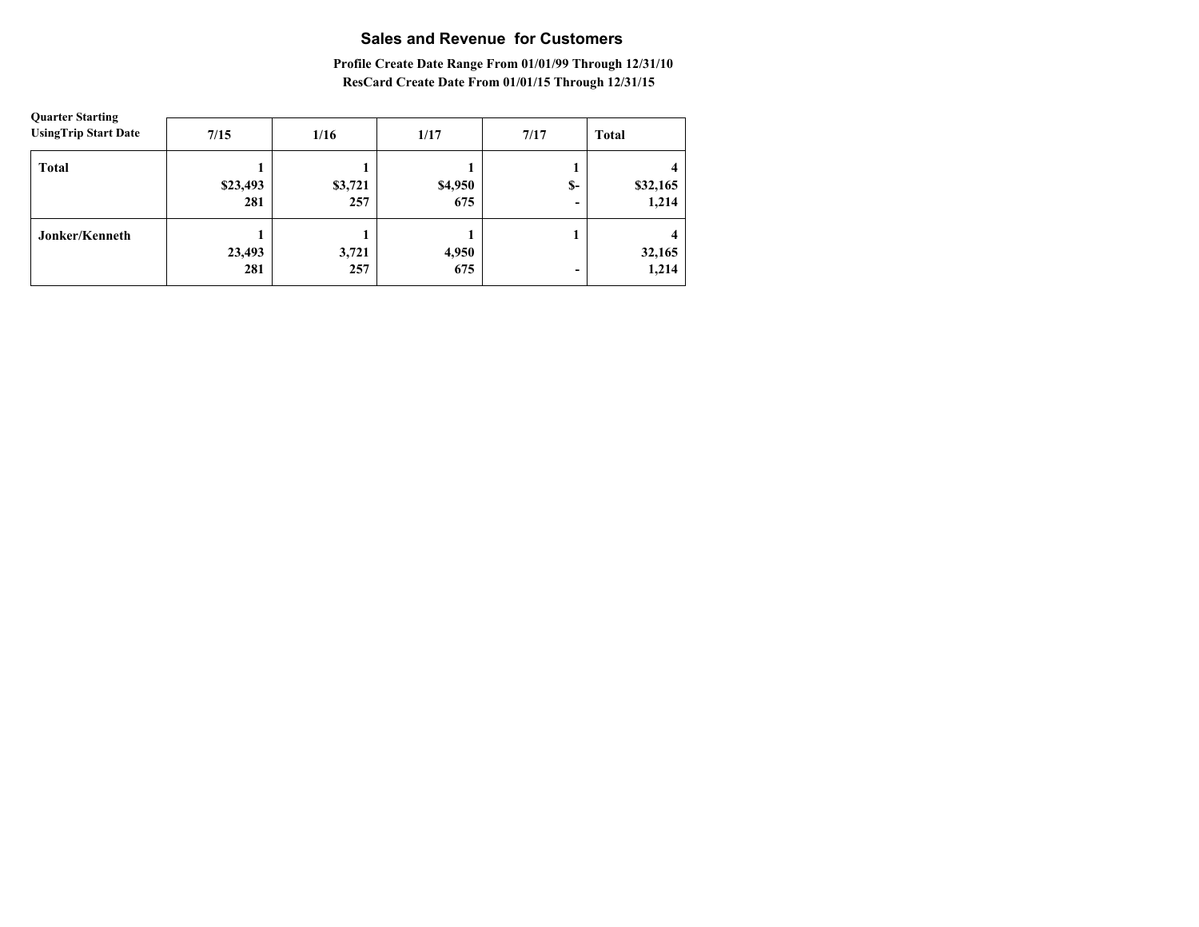# Sales and Revenue for Customers

**Profile Create Date Range From 01/01/99 Through 12/31/10**
**ResCard Create Date From 01/01/15 Through 12/31/15**

| Quarter Starting UsingTrip Start Date | 7/15 | 1/16 | 1/17 | 7/17 | Total |
|---|---|---|---|---|---|
| **Total** | **1**<br>**$23,493**<br>**281** | **1**<br>**$3,721**<br>**257** | **1**<br>**$4,950**<br>**675** | **1**<br>**$-**<br>**-** | **4**<br>**$32,165**<br>**1,214** |
| **Jonker/Kenneth** | **1**<br>**23,493**<br>**281** | **1**<br>**3,721**<br>**257** | **1**<br>**4,950**<br>**675** | **1**<br><br>**-** | **4**<br>**32,165**<br>**1,214** |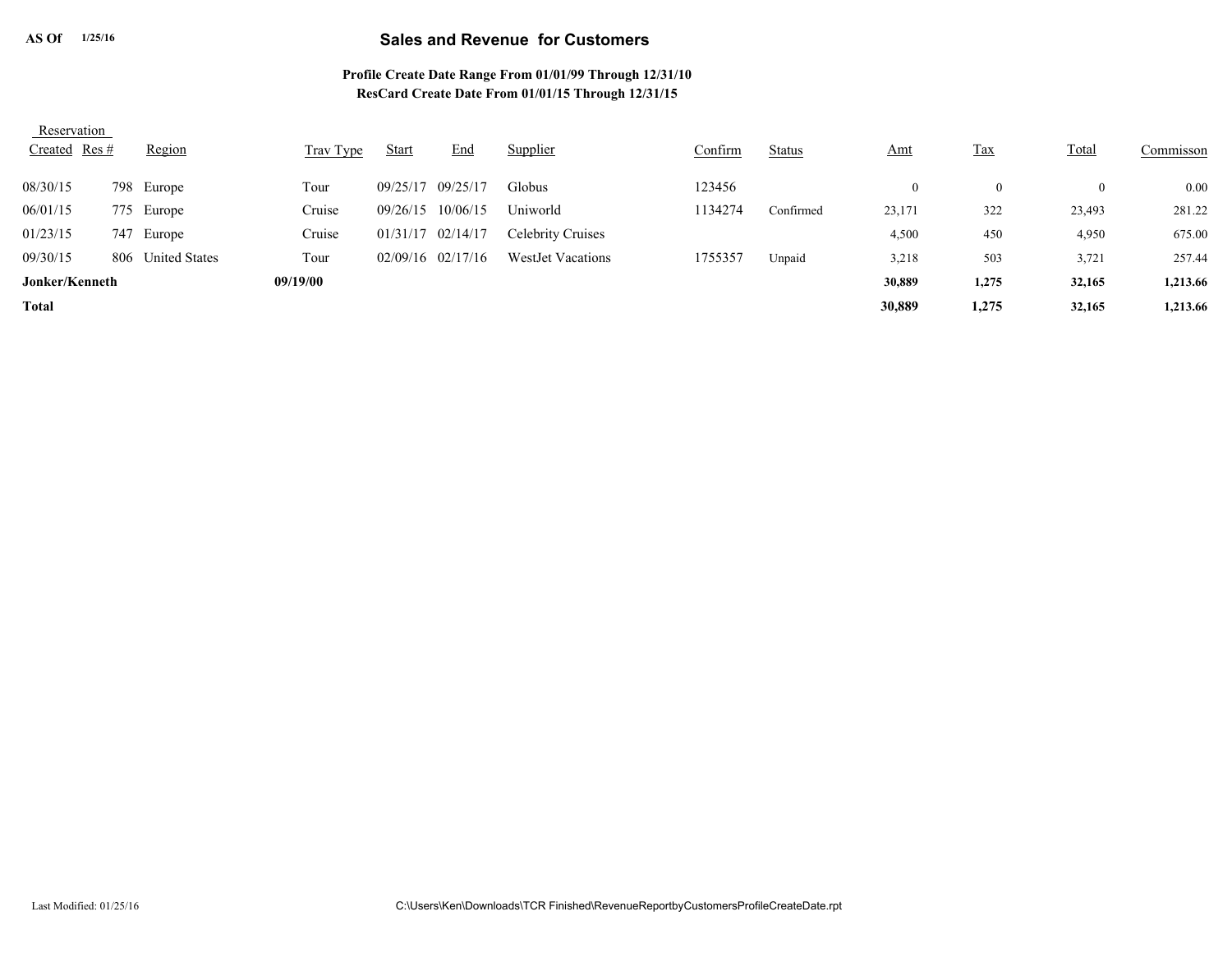AS Of 1/25/16

# Sales and Revenue for Customers

**Profile Create Date Range From 01/01/99 Through 12/31/10**
**ResCard Create Date From 01/01/15 Through 12/31/15**

| Reservation Created | Res # | Region | Trav Type | Start | End | Supplier | Confirm | Status | Amt | Tax | Total | Commisson |
|---|---|---|---|---|---|---|---|---|---|---|---|---|
| 08/30/15 | 798 | Europe | Tour | 09/25/17 | 09/25/17 | Globus | 123456 | | 0 | 0 | 0 | 0.00 |
| 06/01/15 | 775 | Europe | Cruise | 09/26/15 | 10/06/15 | Uniworld | 1134274 | Confirmed | 23,171 | 322 | 23,493 | 281.22 |
| 01/23/15 | 747 | Europe | Cruise | 01/31/17 | 02/14/17 | Celebrity Cruises | | | 4,500 | 450 | 4,950 | 675.00 |
| 09/30/15 | 806 | United States | Tour | 02/09/16 | 02/17/16 | WestJet Vacations | 1755357 | Unpaid | 3,218 | 503 | 3,721 | 257.44 |
| **Jonker/Kenneth** | | | **09/19/00** | | | | | | **30,889** | **1,275** | **32,165** | **1,213.66** |
| **Total** | | | | | | | | | **30,889** | **1,275** | **32,165** | **1,213.66** |

Last Modified: 01/25/16

C:\Users\Ken\Downloads\TCR Finished\RevenueReportbyCustomersProfileCreateDate.rpt